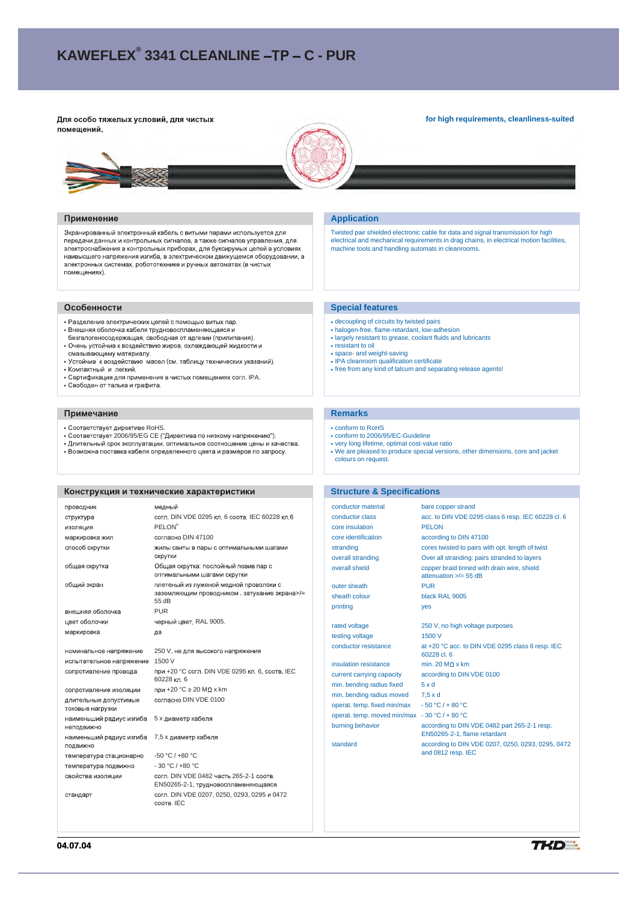# KAWEFLEX® 3341 CLEANLINE –TP – C - PUR

**Для особо тяжелых условий, для чистых помещений.**

**for high requirements, cleanliness-suited**

## Применение

Экранированный электронный кабель с витыми парами используется для передачи данных и контрольных сигналов, а также сигналов управления, для электроснабжения в контрольных приборах, для буксирумых цепей в условиях наивысшего напряжения изгиба, в электрическом движущемся оборудовании, в электронных системах, робототехнике и ручных автоматах (в чистых помещениях).

## Application

Twisted pair shielded electronic cable for data and signal transmission for high electrical and mechanical requirements in drag chains, in electrical motion facilities, machine tools and handling automats in cleanrooms.

## Особенности

- Разделение электрических цепей с помощью витых пар.
- Внешняя оболочка кабеля трудновоспламеняющаяся и безгалогеносодержащая, свободная от адгезии (прилипания).
- Очень устойчив к воздействию жиров, охлаждающей жидкости и смазывающему материалу.
- Устойчив к воздействию масел (см. таблицу технических указаний).
- Компактный и легкий.
- Сертификация для применения в чистых помещениях согл. IPA.
- Свободен от талька и графита.

## Special features

- decoupling of circuits by twisted pairs
- halogen-free, flame-retardant, low-adhesion
- largely resistant to grease, coolant fluids and lubricants
- resistant to oil
- space- and weight-saving
- IPA cleanroom qualification certificate
- free from any kind of talcum and separating release agents!

## Примечание

- Соответствует директиве RoHS.
- Соответствует 2006/95/EG CE ("Директива по низкому напряжению").
- Длительный срок эксплуатации, оптимальное соотношение цены и качества.
- Возможна поставка кабеля определенного цвета и размеров по запросу.

## Remarks

- conform to RoHS
- conform to 2006/95/EC-Guideline
- very long lifetime, optimal cost-value ratio
- We are pleased to produce special versions, other dimensions, core and jacket colours on request.

## Конструкция и технические характеристики

| | |
|---|---|
| проводник | медный |
| структура | согл. DIN VDE 0295 кл. 6 соотв. IEC 60228 кл.6 |
| изоляция | PELON® |
| маркировка жил | согласно DIN 47100 |
| способ скрутки | жилы свиты в пары с оптимальными шагами скрутки |
| общая скрутка | Общая скрутка: послойный повив пар с оптимальными шагами скрутки |
| общий экран | плетеный из луженой медной проволоки с заземляющим проводником , затухание экрана>/= 55 dB |
| внешняя оболочка | PUR |
| цвет оболочки | черный цвет, RAL 9005. |
| маркировка | да |
| номинальное напряжение | 250 V, не для высокого напряжения |
| испытательное напряжение | 1500 V |
| сопротивление провода | при +20 °C согл. DIN VDE 0295 кл. 6, соотв. IEC 60228 кл. 6 |
| сопротивление изоляции | при +20 °C ≥ 20 MΩ x km |
| длительные допустимые токовые нагрузки | согласно DIN VDE 0100 |
| наименьший радиус изгиба неподвижно | 5 x диаметр кабеля |
| наименьший радиус изгиба подвижно | 7,5 x диаметр кабеля |
| температура стационарно | -50 °C / +80 °C |
| температура подвижно | - 30 °C / +80 °C |
| свойства изоляции | согл. DIN VDE 0482 часть 265-2-1 соотв. EN50265-2-1, трудновоспламеняющаяся |
| стандарт | согл. DIN VDE 0207, 0250, 0293, 0295 и 0472 соотв. IEC |

## Structure & Specifications

| | |
|---|---|
| conductor material | bare copper strand |
| conductor class | acc. to DIN VDE 0295 class 6 resp. IEC 60228 cl. 6 |
| core insulation | PELON |
| core identification | according to DIN 47100 |
| stranding | cores twisted to pairs with opt. length of twist |
| overall stranding | Over all stranding: pairs stranded to layers |
| overall shield | copper braid tinned with drain wire, shield attenuation >/= 55 dB |
| outer sheath | PUR |
| sheath colour | black RAL 9005 |
| printing | yes |
| rated voltage | 250 V, no high voltage purposes |
| testing voltage | 1500 V |
| conductor resistance | at +20 °C acc. to DIN VDE 0295 class 6 resp. IEC 60228 cl. 6 |
| insulation resistance | min. 20 MΩ x km |
| current carrying capacity | according to DIN VDE 0100 |
| min. bending radius fixed | 5 x d |
| min. bending radius moved | 7,5 x d |
| operat. temp. fixed min/max | - 50 °C / + 80 °C |
| operat. temp. moved min/max | - 30 °C / + 80 °C |
| burning behavior | according to DIN VDE 0482 part 265-2-1 resp. EN50265-2-1, flame retardant |
| standard | according to DIN VDE 0207, 0250, 0293, 0295, 0472 and 0812 resp. IEC |

**04.07.04**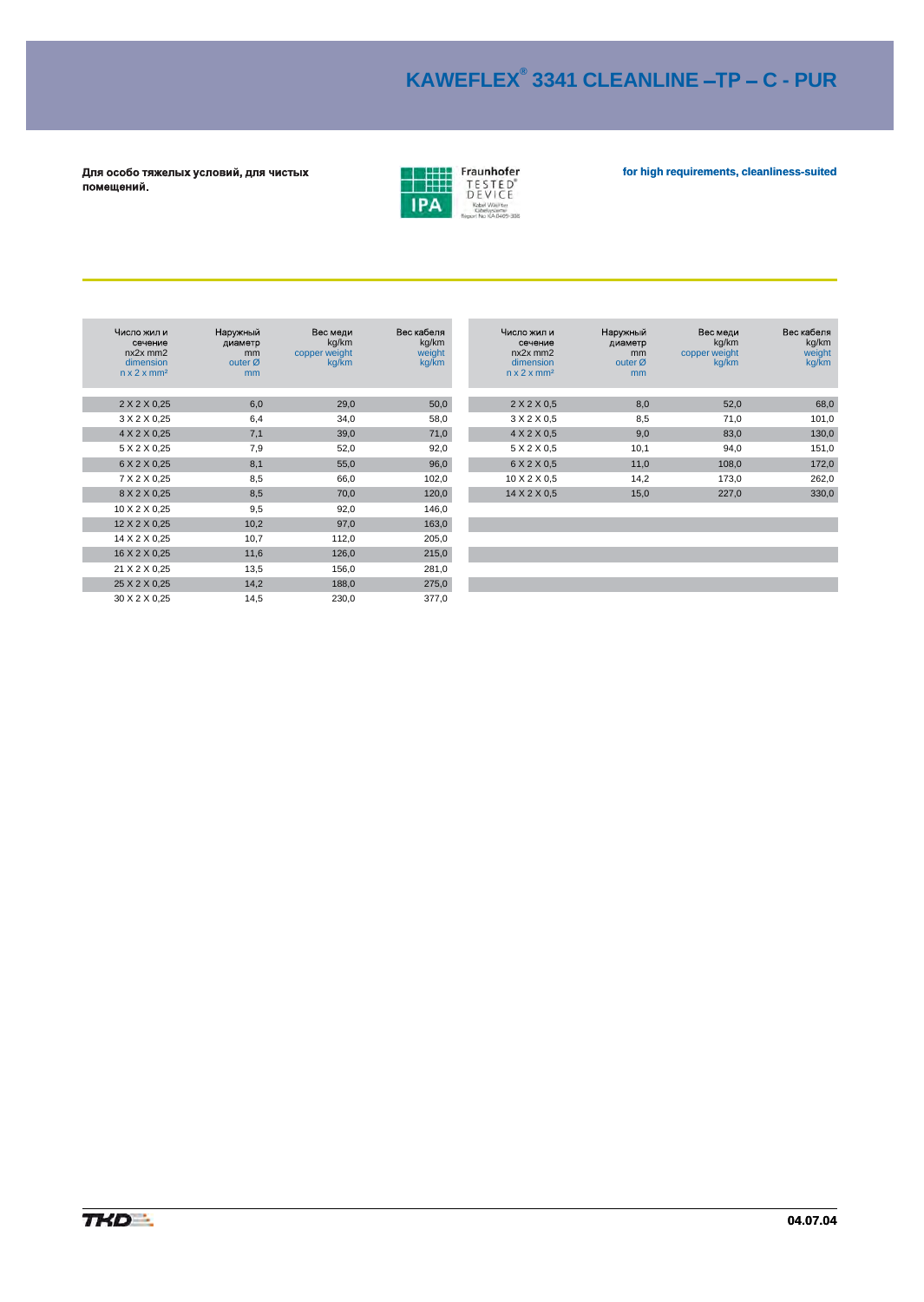# KAWEFLEX® 3341 CLEANLINE –TP – C - PUR

**Для особо тяжелых условий, для чистых помещений.**

Fraunhofer TESTED® DEVICE IPA

Kabel Wächter Kabelsysteme Report No. KA 0409-308

**for high requirements, cleanliness-suited**

| Число жил и сечение nx2x mm2 dimension n x 2 x mm² | Наружный диаметр mm outer Ø mm | Вес меди kg/km copper weight kg/km | Вес кабеля kg/km weight kg/km |
|---|---|---|---|
| 2 X 2 X 0,25 | 6,0 | 29,0 | 50,0 |
| 3 X 2 X 0,25 | 6,4 | 34,0 | 58,0 |
| 4 X 2 X 0,25 | 7,1 | 39,0 | 71,0 |
| 5 X 2 X 0,25 | 7,9 | 52,0 | 92,0 |
| 6 X 2 X 0,25 | 8,1 | 55,0 | 96,0 |
| 7 X 2 X 0,25 | 8,5 | 66,0 | 102,0 |
| 8 X 2 X 0,25 | 8,5 | 70,0 | 120,0 |
| 10 X 2 X 0,25 | 9,5 | 92,0 | 146,0 |
| 12 X 2 X 0,25 | 10,2 | 97,0 | 163,0 |
| 14 X 2 X 0,25 | 10,7 | 112,0 | 205,0 |
| 16 X 2 X 0,25 | 11,6 | 126,0 | 215,0 |
| 21 X 2 X 0,25 | 13,5 | 156,0 | 281,0 |
| 25 X 2 X 0,25 | 14,2 | 188,0 | 275,0 |
| 30 X 2 X 0,25 | 14,5 | 230,0 | 377,0 |

| Число жил и сечение nx2x mm2 dimension n x 2 x mm² | Наружный диаметр mm outer Ø mm | Вес меди kg/km copper weight kg/km | Вес кабеля kg/km weight kg/km |
|---|---|---|---|
| 2 X 2 X 0,5 | 8,0 | 52,0 | 68,0 |
| 3 X 2 X 0,5 | 8,5 | 71,0 | 101,0 |
| 4 X 2 X 0,5 | 9,0 | 83,0 | 130,0 |
| 5 X 2 X 0,5 | 10,1 | 94,0 | 151,0 |
| 6 X 2 X 0,5 | 11,0 | 108,0 | 172,0 |
| 10 X 2 X 0,5 | 14,2 | 173,0 | 262,0 |
| 14 X 2 X 0,5 | 15,0 | 227,0 | 330,0 |

04.07.04